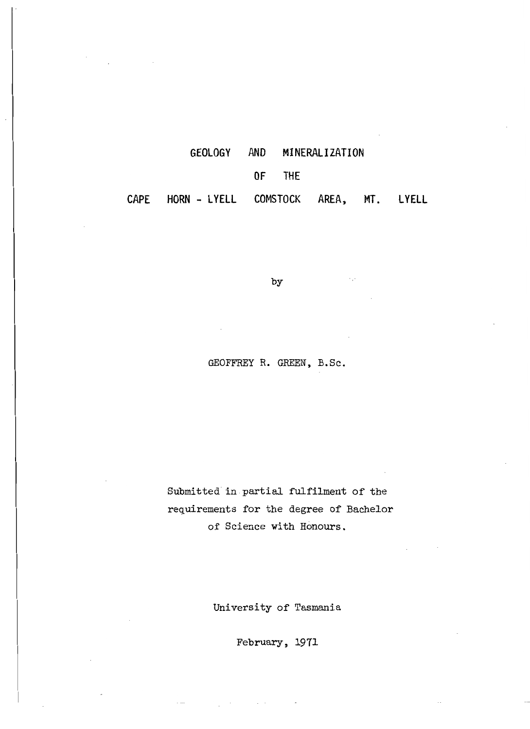# GEOLOGY AND MINERALIZATION

# OF THE

# CAPE HORN - LYELL COMSTOCK AREA, MT. LYELL

by

GEOFFREY R. GREEN, B.Sc.

Submitted in partial fulfilment of the requirements for the degree of Bachelor of Science with Honours.

University of Tasmania

February, 1971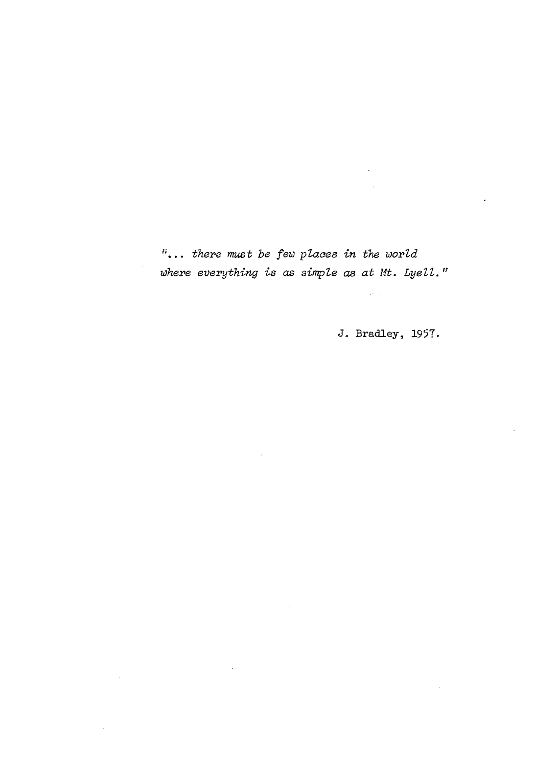*"... there must be few places in the world where everything is as simple as at Mt. Lyell."*

J. Bradley, 1957.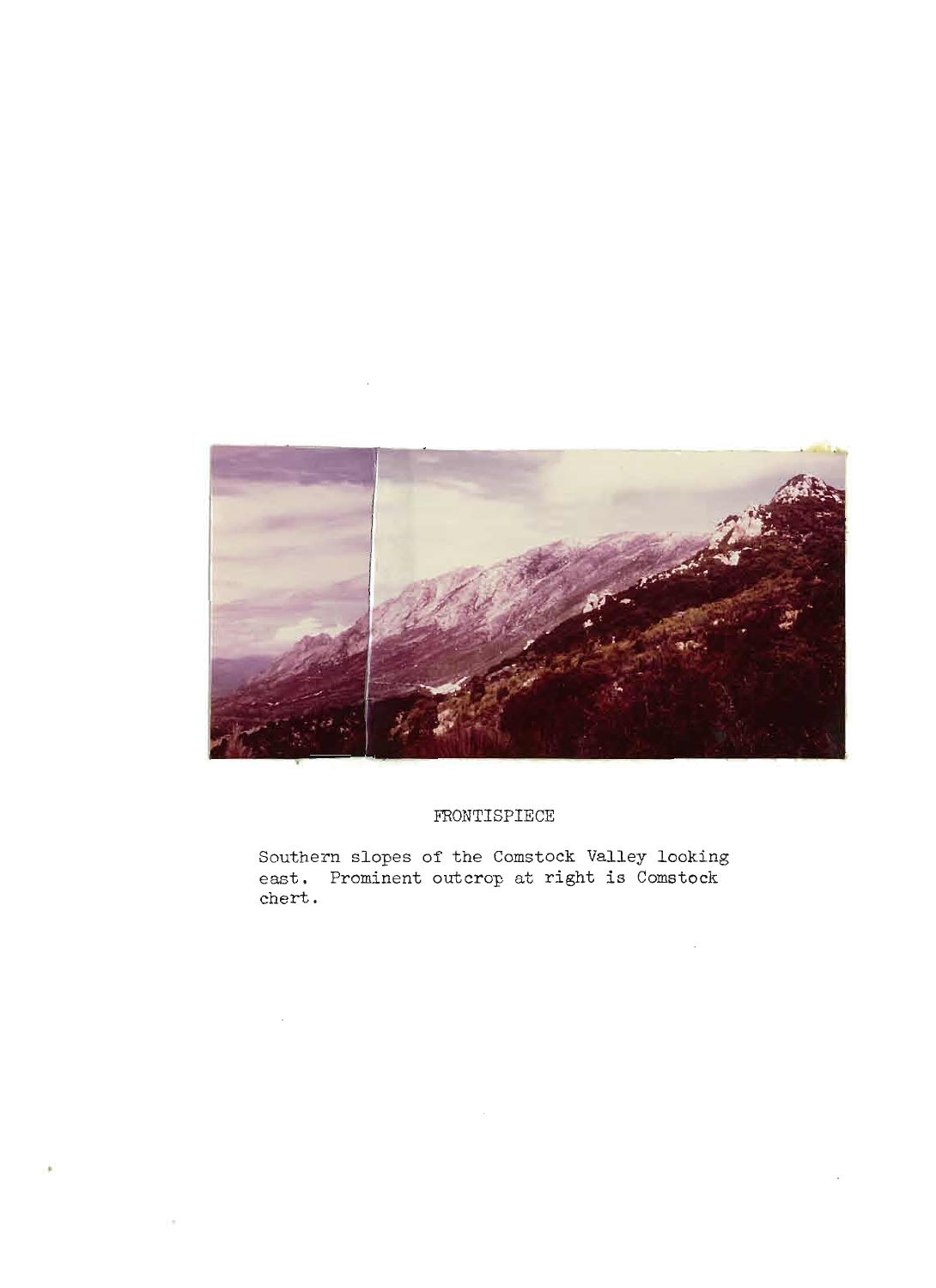FRONTISPIECE

Southern slopes of the Comstock Valley looking east. Prominent outcrop at right is Comstock chert.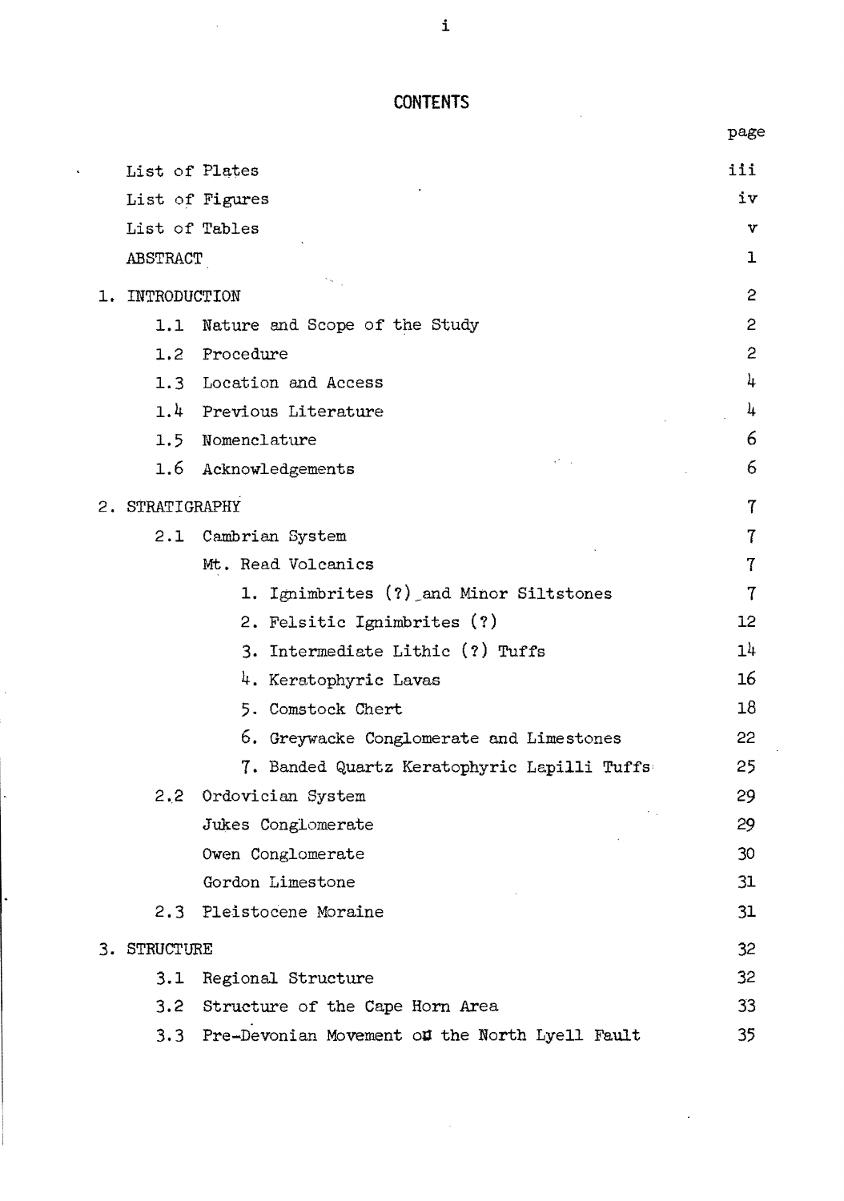# CONTENTS

| | page |
|---|---|
| List of Plates | iii |
| List of Figures | iv |
| List of Tables | v |
| ABSTRACT | 1 |
| 1. INTRODUCTION | 2 |
| 1.1 Nature and Scope of the Study | 2 |
| 1.2 Procedure | 2 |
| 1.3 Location and Access | 4 |
| 1.4 Previous Literature | 4 |
| 1.5 Nomenclature | 6 |
| 1.6 Acknowledgements | 6 |
| 2. STRATIGRAPHY | 7 |
| 2.1 Cambrian System | 7 |
| Mt. Read Volcanics | 7 |
| 1. Ignimbrites (?) and Minor Siltstones | 7 |
| 2. Felsitic Ignimbrites (?) | 12 |
| 3. Intermediate Lithic (?) Tuffs | 14 |
| 4. Keratophyric Lavas | 16 |
| 5. Comstock Chert | 18 |
| 6. Greywacke Conglomerate and Limestones | 22 |
| 7. Banded Quartz Keratophyric Lapilli Tuffs | 25 |
| 2.2 Ordovician System | 29 |
| Jukes Conglomerate | 29 |
| Owen Conglomerate | 30 |
| Gordon Limestone | 31 |
| 2.3 Pleistocene Moraine | 31 |
| 3. STRUCTURE | 32 |
| 3.1 Regional Structure | 32 |
| 3.2 Structure of the Cape Horn Area | 33 |
| 3.3 Pre-Devonian Movement on the North Lyell Fault | 35 |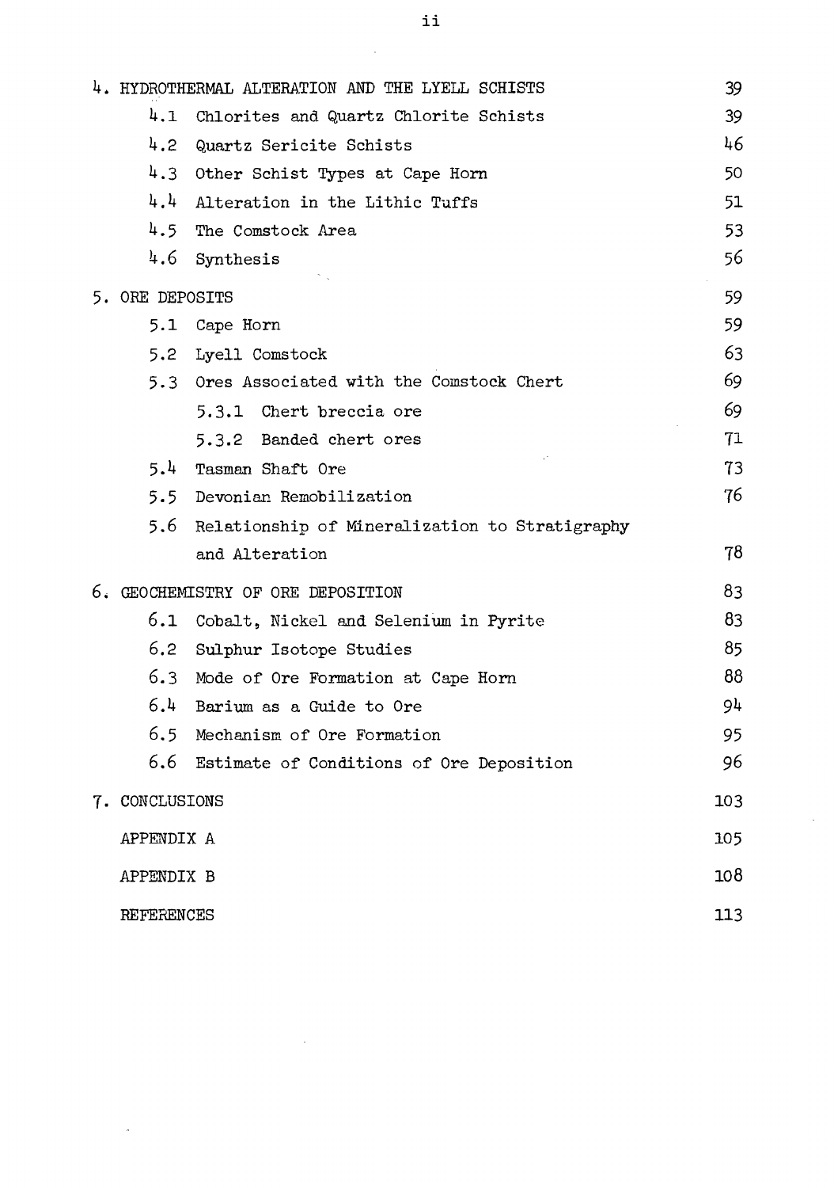| | |
|---|---|
| 4. HYDROTHERMAL ALTERATION AND THE LYELL SCHISTS | 39 |
| 4.1 Chlorites and Quartz Chlorite Schists | 39 |
| 4.2 Quartz Sericite Schists | 46 |
| 4.3 Other Schist Types at Cape Horn | 50 |
| 4.4 Alteration in the Lithic Tuffs | 51 |
| 4.5 The Comstock Area | 53 |
| 4.6 Synthesis | 56 |
| 5. ORE DEPOSITS | 59 |
| 5.1 Cape Horn | 59 |
| 5.2 Lyell Comstock | 63 |
| 5.3 Ores Associated with the Comstock Chert | 69 |
| 5.3.1 Chert breccia ore | 69 |
| 5.3.2 Banded chert ores | 71 |
| 5.4 Tasman Shaft Ore | 73 |
| 5.5 Devonian Remobilization | 76 |
| 5.6 Relationship of Mineralization to Stratigraphy and Alteration | 78 |
| 6. GEOCHEMISTRY OF ORE DEPOSITION | 83 |
| 6.1 Cobalt, Nickel and Selenium in Pyrite | 83 |
| 6.2 Sulphur Isotope Studies | 85 |
| 6.3 Mode of Ore Formation at Cape Horn | 88 |
| 6.4 Barium as a Guide to Ore | 94 |
| 6.5 Mechanism of Ore Formation | 95 |
| 6.6 Estimate of Conditions of Ore Deposition | 96 |
| 7. CONCLUSIONS | 103 |
| APPENDIX A | 105 |
| APPENDIX B | 108 |
| REFERENCES | 113 |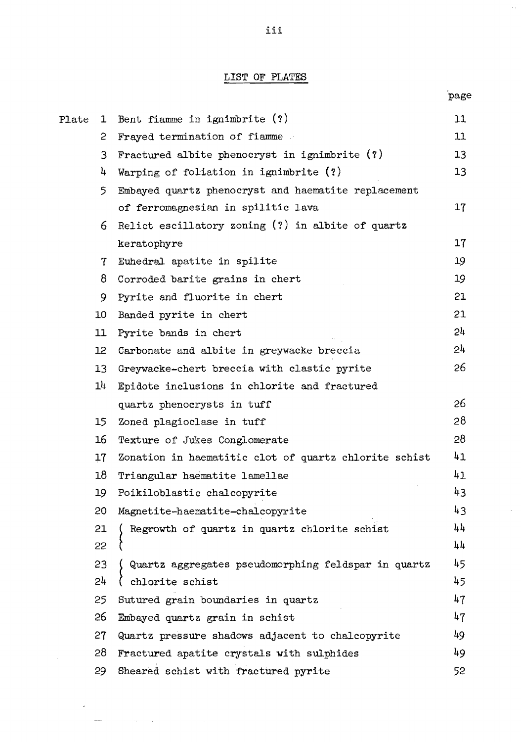## LIST OF PLATES

| Plate | | | page |
|---|---|---|---|
| Plate | 1 | Bent fiamme in ignimbrite (?) | 11 |
| | 2 | Frayed termination of fiamme | 11 |
| | 3 | Fractured albite phenocryst in ignimbrite (?) | 13 |
| | 4 | Warping of foliation in ignimbrite (?) | 13 |
| | 5 | Embayed quartz phenocryst and haematite replacement of ferromagnesian in spilitic lava | 17 |
| | 6 | Relict escillatory zoning (?) in albite of quartz keratophyre | 17 |
| | 7 | Euhedral apatite in spilite | 19 |
| | 8 | Corroded barite grains in chert | 19 |
| | 9 | Pyrite and fluorite in chert | 21 |
| | 10 | Banded pyrite in chert | 21 |
| | 11 | Pyrite bands in chert | 24 |
| | 12 | Carbonate and albite in greywacke breccia | 24 |
| | 13 | Greywacke-chert breccia with clastic pyrite | 26 |
| | 14 | Epidote inclusions in chlorite and fractured quartz phenocrysts in tuff | 26 |
| | 15 | Zoned plagioclase in tuff | 28 |
| | 16 | Texture of Jukes Conglomerate | 28 |
| | 17 | Zonation in haematitic clot of quartz chlorite schist | 41 |
| | 18 | Triangular haematite lamellae | 41 |
| | 19 | Poikiloblastic chalcopyrite | 43 |
| | 20 | Magnetite-haematite-chalcopyrite | 43 |
| | 21 | Regrowth of quartz in quartz chlorite schist | 44 |
| | 22 | | 44 |
| | 23 | Quartz aggregates pseudomorphing feldspar in quartz | 45 |
| | 24 | chlorite schist | 45 |
| | 25 | Sutured grain boundaries in quartz | 47 |
| | 26 | Embayed quartz grain in schist | 47 |
| | 27 | Quartz pressure shadows adjacent to chalcopyrite | 49 |
| | 28 | Fractured apatite crystals with sulphides | 49 |
| | 29 | Sheared schist with fractured pyrite | 52 |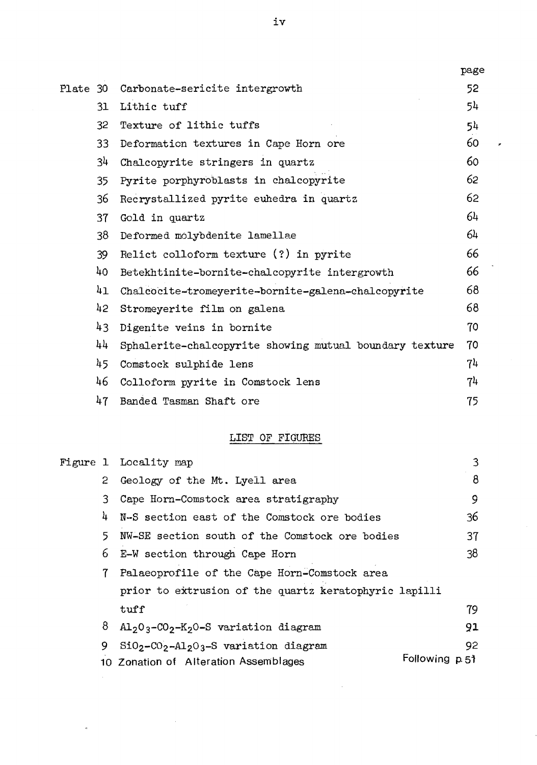| | | page |
|---|---|---|
| Plate 30 | Carbonate-sericite intergrowth | 52 |
| 31 | Lithic tuff | 54 |
| 32 | Texture of lithic tuffs | 54 |
| 33 | Deformation textures in Cape Horn ore | 60 |
| 34 | Chalcopyrite stringers in quartz | 60 |
| 35 | Pyrite porphyroblasts in chalcopyrite | 62 |
| 36 | Recrystallized pyrite euhedra in quartz | 62 |
| 37 | Gold in quartz | 64 |
| 38 | Deformed molybdenite lamellae | 64 |
| 39 | Relict colloform texture (?) in pyrite | 66 |
| 40 | Betekhtinite-bornite-chalcopyrite intergrowth | 66 |
| 41 | Chalcocite-tromeyerite-bornite-galena-chalcopyrite | 68 |
| 42 | Stromeyerite film on galena | 68 |
| 43 | Digenite veins in bornite | 70 |
| 44 | Sphalerite-chalcopyrite showing mutual boundary texture | 70 |
| 45 | Comstock sulphide lens | 74 |
| 46 | Colloform pyrite in Comstock lens | 74 |
| 47 | Banded Tasman Shaft ore | 75 |

## LIST OF FIGURES

| | | |
|---|---|---|
| Figure 1 | Locality map | 3 |
| 2 | Geology of the Mt. Lyell area | 8 |
| 3 | Cape Horn-Comstock area stratigraphy | 9 |
| 4 | N-S section east of the Comstock ore bodies | 36 |
| 5 | NW-SE section south of the Comstock ore bodies | 37 |
| 6 | E-W section through Cape Horn | 38 |
| 7 | Palaeoprofile of the Cape Horn-Comstock area prior to extrusion of the quartz keratophyric lapilli tuff | 79 |
| 8 | $Al_2O_3$-$CO_2$-$K_2O$-S variation diagram | 91 |
| 9 | $SiO_2$-$CO_2$-$Al_2O_3$-S variation diagram | 92 |
| 10 | Zonation of Alteration Assemblages | Following p. 51 |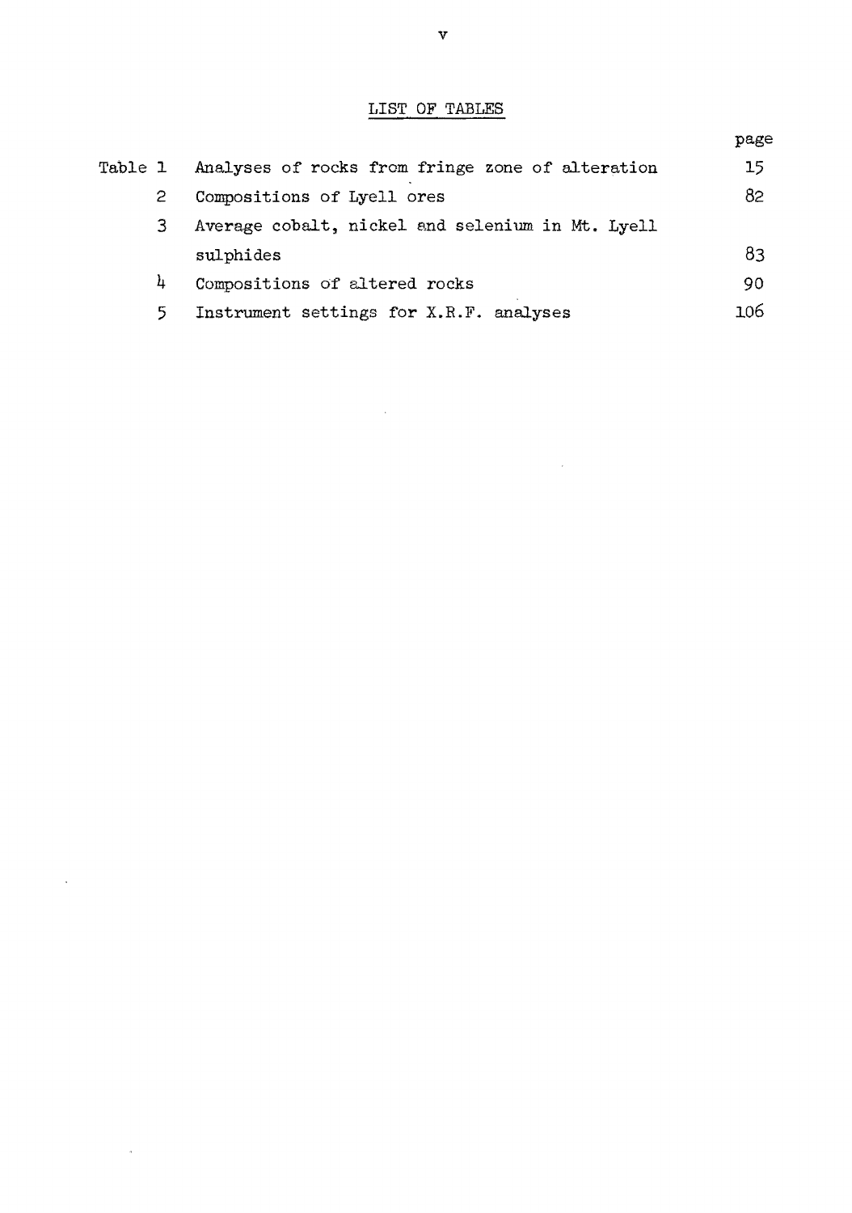# LIST OF TABLES

| | | page |
|---|---|---|
| Table 1 | Analyses of rocks from fringe zone of alteration | 15 |
| 2 | Compositions of Lyell ores | 82 |
| 3 | Average cobalt, nickel and selenium in Mt. Lyell sulphides | 83 |
| 4 | Compositions of altered rocks | 90 |
| 5 | Instrument settings for X.R.F. analyses | 106 |